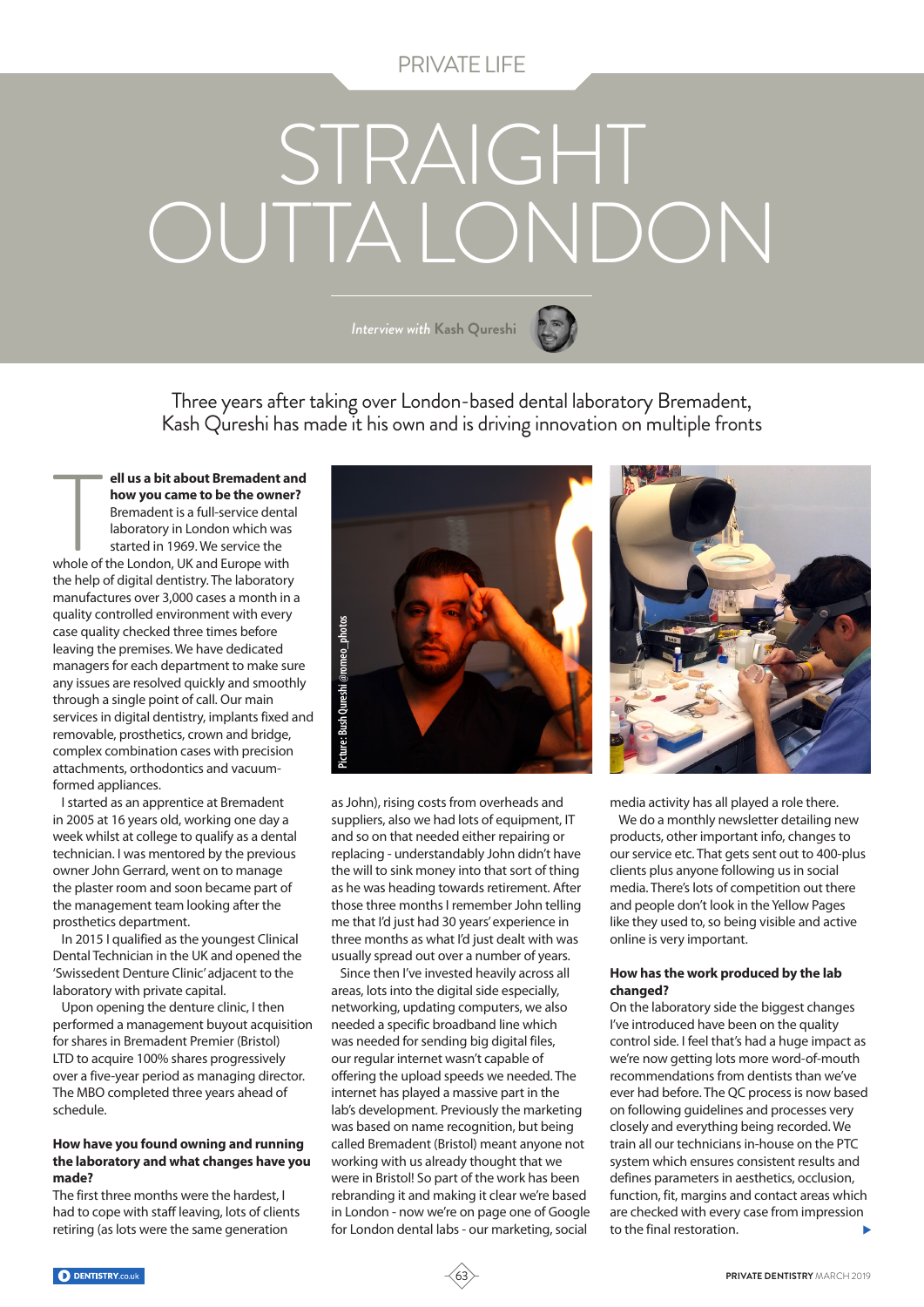# STRAIGHT OUTTA LONDON

*Interview with* Kash Qureshi

Three years after taking over London-based dental laboratory Bremadent, Kash Qureshi has made it his own and is driving innovation on multiple fronts

**Tell us a bit about Bremadent and how you came to be the owner?** Bremadent is a full-service dental laboratory in London which was started in 1969. We service the whole of the London, UK and Europe with the help of digital dentistry. The laboratory manufactures over 3,000 cases a month in a quality controlled environment with every case quality checked three times before leaving the premises. We have dedicated managers for each department to make sure any issues are resolved quickly and smoothly through a single point of call. Our main services in digital dentistry, implants fixed and removable, prosthetics, crown and bridge, complex combination cases with precision attachments, orthodontics and vacuum-formed appliances.

I started as an apprentice at Bremadent in 2005 at 16 years old, working one day a week whilst at college to qualify as a dental technician. I was mentored by the previous owner John Gerrard, went on to manage the plaster room and soon became part of the management team looking after the prosthetics department.

In 2015 I qualified as the youngest Clinical Dental Technician in the UK and opened the 'Swissedent Denture Clinic' adjacent to the laboratory with private capital.

Upon opening the denture clinic, I then performed a management buyout acquisition for shares in Bremadent Premier (Bristol) LTD to acquire 100% shares progressively over a five-year period as managing director. The MBO completed three years ahead of schedule.

**How have you found owning and running the laboratory and what changes have you made?**

The first three months were the hardest, I had to cope with staff leaving, lots of clients retiring (as lots were the same generation as John), rising costs from overheads and suppliers, also we had lots of equipment, IT and so on that needed either repairing or replacing - understandably John didn't have the will to sink money into that sort of thing as he was heading towards retirement. After those three months I remember John telling me that I'd just had 30 years' experience in three months as what I'd just dealt with was usually spread out over a number of years.

Since then I've invested heavily across all areas, lots into the digital side especially, networking, updating computers, we also needed a specific broadband line which was needed for sending big digital files, our regular internet wasn't capable of offering the upload speeds we needed. The internet has played a massive part in the lab's development. Previously the marketing was based on name recognition, but being called Bremadent (Bristol) meant anyone not working with us already thought that we were in Bristol! So part of the work has been rebranding it and making it clear we're based in London - now we're on page one of Google for London dental labs - our marketing, social media activity has all played a role there.

We do a monthly newsletter detailing new products, other important info, changes to our service etc. That gets sent out to 400-plus clients plus anyone following us in social media. There's lots of competition out there and people don't look in the Yellow Pages like they used to, so being visible and active online is very important.

**How has the work produced by the lab changed?**

On the laboratory side the biggest changes I've introduced have been on the quality control side. I feel that's had a huge impact as we're now getting lots more word-of-mouth recommendations from dentists than we've ever had before. The QC process is now based on following guidelines and processes very closely and everything being recorded. We train all our technicians in-house on the PTC system which ensures consistent results and defines parameters in aesthetics, occlusion, function, fit, margins and contact areas which are checked with every case from impression to the final restoration.

Picture: Bush Qureshi @romeo_photos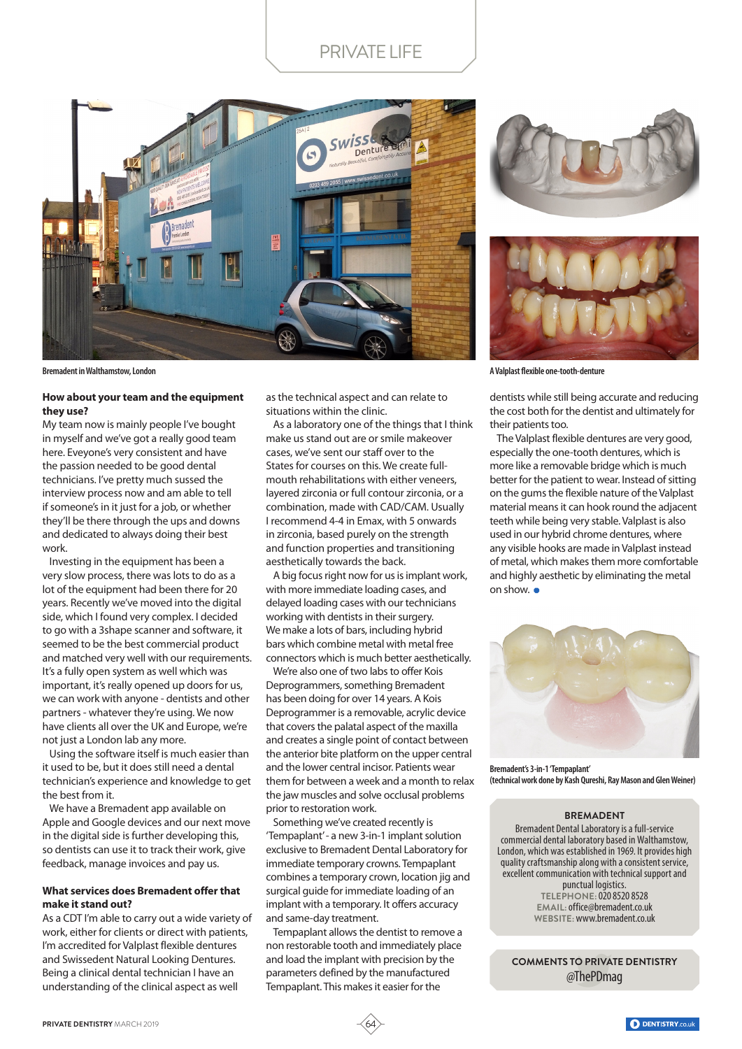Bremadent in Walthamstow, London

A Valplast flexible one-tooth-denture

### How about your team and the equipment they use?

My team now is mainly people I've bought in myself and we've got a really good team here. Everyone's very consistent and have the passion needed to be good dental technicians. I've pretty much sussed the interview process now and am able to tell if someone's in it just for a job, or whether they'll be there through the ups and downs and dedicated to always doing their best work.

Investing in the equipment has been a very slow process, there was lots to do as a lot of the equipment had been there for 20 years. Recently we've moved into the digital side, which I found very complex. I decided to go with a 3shape scanner and software, it seemed to be the best commercial product and matched very well with our requirements. It's a fully open system as well which was important, it's really opened up doors for us, we can work with anyone - dentists and other partners - whatever they're using. We now have clients all over the UK and Europe, we're not just a London lab any more.

Using the software itself is much easier than it used to be, but it does still need a dental technician's experience and knowledge to get the best from it.

We have a Bremadent app available on Apple and Google devices and our next move in the digital side is further developing this, so dentists can use it to track their work, give feedback, manage invoices and pay us.

### What services does Bremadent offer that make it stand out?

As a CDT I'm able to carry out a wide variety of work, either for clients or direct with patients, I'm accredited for Valplast flexible dentures and Swissedent Natural Looking Dentures. Being a clinical dental technician I have an understanding of the clinical aspect as well as the technical aspect and can relate to situations within the clinic.

As a laboratory one of the things that I think make us stand out are or smile makeover cases, we've sent our staff over to the States for courses on this. We create full-mouth rehabilitations with either veneers, layered zirconia or full contour zirconia, or a combination, made with CAD/CAM. Usually I recommend 4-4 in Emax, with 5 onwards in zirconia, based purely on the strength and function properties and transitioning aesthetically towards the back.

A big focus right now for us is implant work, with more immediate loading cases, and delayed loading cases with our technicians working with dentists in their surgery. We make a lots of bars, including hybrid bars which combine metal with metal free connectors which is much better aesthetically.

We're also one of two labs to offer Kois Deprogrammers, something Bremadent has been doing for over 14 years. A Kois Deprogrammer is a removable, acrylic device that covers the palatal aspect of the maxilla and creates a single point of contact between the anterior bite platform on the upper central and the lower central incisor. Patients wear them for between a week and a month to relax the jaw muscles and solve occlusal problems prior to restoration work.

Something we've created recently is 'Tempaplant' - a new 3-in-1 implant solution exclusive to Bremadent Dental Laboratory for immediate temporary crowns. Tempaplant combines a temporary crown, location jig and surgical guide for immediate loading of an implant with a temporary. It offers accuracy and same-day treatment.

Tempaplant allows the dentist to remove a non restorable tooth and immediately place and load the implant with precision by the parameters defined by the manufactured Tempaplant. This makes it easier for the dentists while still being accurate and reducing the cost both for the dentist and ultimately for their patients too.

The Valplast flexible dentures are very good, especially the one-tooth dentures, which is more like a removable bridge which is much better for the patient to wear. Instead of sitting on the gums the flexible nature of the Valplast material means it can hook round the adjacent teeth while being very stable. Valplast is also used in our hybrid chrome dentures, where any visible hooks are made in Valplast instead of metal, which makes them more comfortable and highly aesthetic by eliminating the metal on show.

Bremadent's 3-in-1 'Tempaplant' (technical work done by Kash Qureshi, Ray Mason and Glen Weiner)

**BREMADENT**

Bremadent Dental Laboratory is a full-service commercial dental laboratory based in Walthamstow, London, which was established in 1969. It provides high quality craftsmanship along with a consistent service, excellent communication with technical support and punctual logistics.

TELEPHONE: 020 8520 8528
EMAIL: office@bremadent.co.uk
WEBSITE: www.bremadent.co.uk

COMMENTS TO PRIVATE DENTISTRY
@ThePDmag